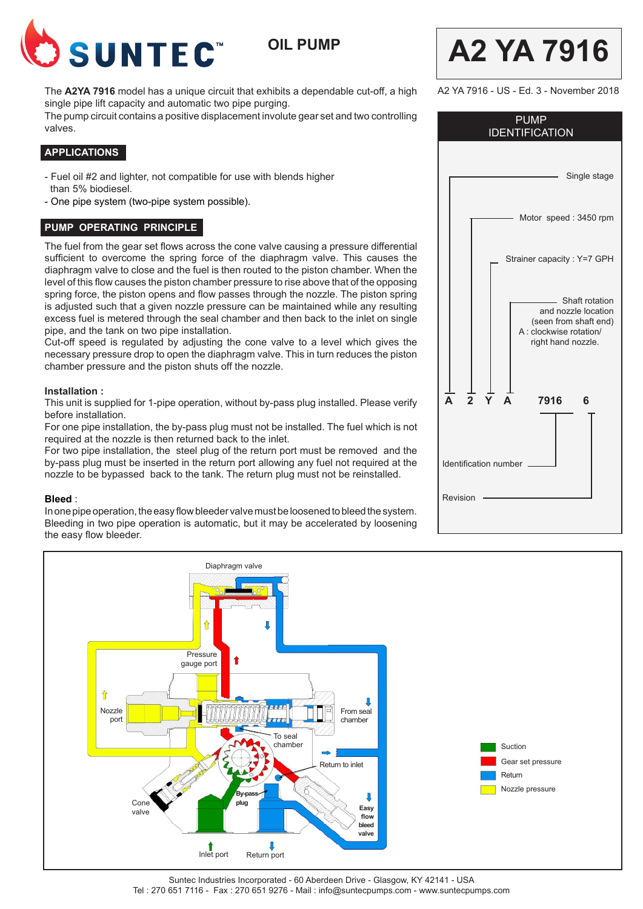# SUNTEC™ OIL PUMP

# A2 YA 7916

A2 YA 7916 - US - Ed. 3 - November 2018

The **A2YA 7916** model has a unique circuit that exhibits a dependable cut-off, a high single pipe lift capacity and automatic two pipe purging.
The pump circuit contains a positive displacement involute gear set and two controlling valves.

## APPLICATIONS

- Fuel oil #2 and lighter, not compatible for use with blends higher than 5% biodiesel.
- One pipe system (two-pipe system possible).

## PUMP OPERATING PRINCIPLE

The fuel from the gear set flows across the cone valve causing a pressure differential sufficient to overcome the spring force of the diaphragm valve. This causes the diaphragm valve to close and the fuel is then routed to the piston chamber. When the level of this flow causes the piston chamber pressure to rise above that of the opposing spring force, the piston opens and flow passes through the nozzle. The piston spring is adjusted such that a given nozzle pressure can be maintained while any resulting excess fuel is metered through the seal chamber and then back to the inlet on single pipe, and the tank on two pipe installation.
Cut-off speed is regulated by adjusting the cone valve to a level which gives the necessary pressure drop to open the diaphragm valve. This in turn reduces the piston chamber pressure and the piston shuts off the nozzle.

**Installation :**
This unit is supplied for 1-pipe operation, without by-pass plug installed. Please verify before installation.
For one pipe installation, the by-pass plug must not be installed. The fuel which is not required at the nozzle is then returned back to the inlet.
For two pipe installation, the steel plug of the return port must be removed and the by-pass plug must be inserted in the return port allowing any fuel not required at the nozzle to be bypassed back to the tank. The return plug must not be reinstalled.

**Bleed** :
In one pipe operation, the easy flow bleeder valve must be loosened to bleed the system. Bleeding in two pipe operation is automatic, but it may be accelerated by loosening the easy flow bleeder.

## PUMP IDENTIFICATION

**A 2 Y A 7916 6**

- A – Single stage
- 2 – Motor speed : 3450 rpm
- Y – Strainer capacity : Y=7 GPH
- A – Shaft rotation and nozzle location (seen from shaft end) A : clockwise rotation/ right hand nozzle.
- 7916 – Identification number
- 6 – Revision

Diaphragm valve
Pressure gauge port
Nozzle port
From seal chamber
To seal chamber
Return to inlet
Cone valve
By-pass plug
Easy flow bleed valve
Inlet port
Return port

Legend: Suction; Gear set pressure; Return; Nozzle pressure

Suntec Industries Incorporated - 60 Aberdeen Drive - Glasgow, KY 42141 - USA
Tel : 270 651 7116 - Fax : 270 651 9276 - Mail : info@suntecpumps.com - www.suntecpumps.com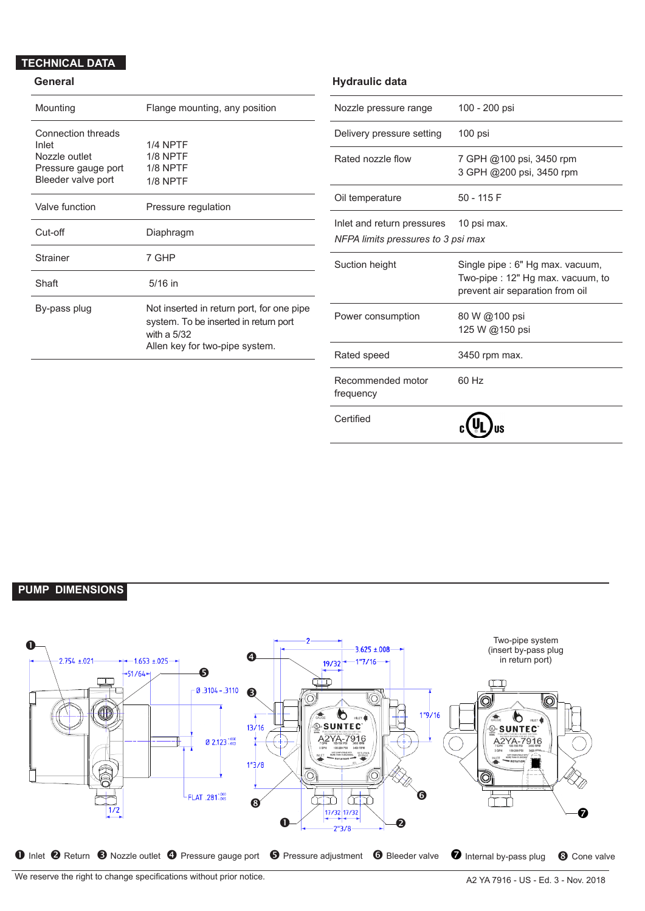## TECHNICAL DATA

### General

| | |
|---|---|
| Mounting | Flange mounting, any position |
| Connection threads<br>Inlet<br>Nozzle outlet<br>Pressure gauge port<br>Bleeder valve port | <br>1/4 NPTF<br>1/8 NPTF<br>1/8 NPTF<br>1/8 NPTF |
| Valve function | Pressure regulation |
| Cut-off | Diaphragm |
| Strainer | 7 GHP |
| Shaft | 5/16 in |
| By-pass plug | Not inserted in return port, for one pipe system. To be inserted in return port with a 5/32 Allen key for two-pipe system. |

### Hydraulic data

| | |
|---|---|
| Nozzle pressure range | 100 - 200 psi |
| Delivery pressure setting | 100 psi |
| Rated nozzle flow | 7 GPH @100 psi, 3450 rpm<br>3 GPH @200 psi, 3450 rpm |
| Oil temperature | 50 - 115 F |
| Inlet and return pressures<br>*NFPA limits pressures to 3 psi max* | 10 psi max. |
| Suction height | Single pipe : 6" Hg max. vacuum,<br>Two-pipe : 12" Hg max. vacuum, to prevent air separation from oil |
| Power consumption | 80 W @100 psi<br>125 W @150 psi |
| Rated speed | 3450 rpm max. |
| Recommended motor frequency | 60 Hz |
| Certified | c UL us |

## PUMP DIMENSIONS

2.754 ±.021
1.653 ±.025
51/64
Ø .3104 - .3110
Ø 2.123
FLAT .281
1/2
2
3.625 ±.008
19/32
1"7/16
13/16
1"3/8
1"9/16
17/32
17/32
2"3/8

Two-pipe system (insert by-pass plug in return port)

❶ Inlet ❷ Return ❸ Nozzle outlet ❹ Pressure gauge port ❺ Pressure adjustment ❻ Bleeder valve ❼ Internal by-pass plug ❽ Cone valve

We reserve the right to change specifications without prior notice.

A2 YA 7916 - US - Ed. 3 - Nov. 2018